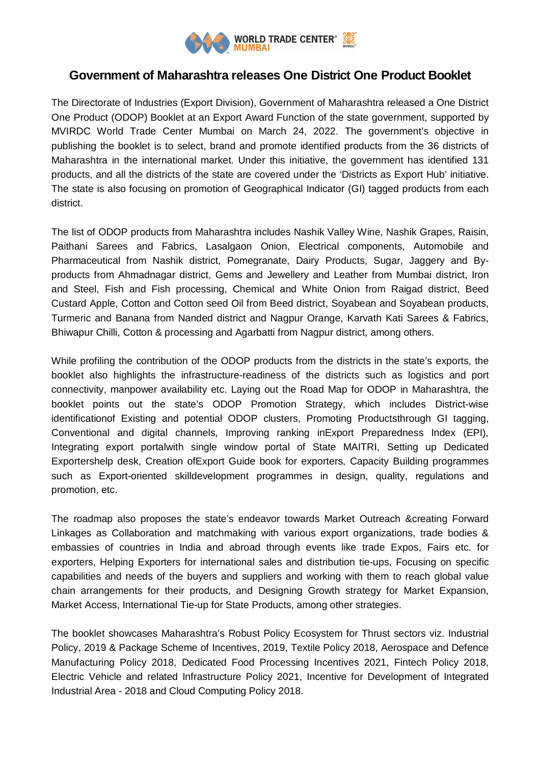# Government of Maharashtra releases One District One Product Booklet

The Directorate of Industries (Export Division), Government of Maharashtra released a One District One Product (ODOP) Booklet at an Export Award Function of the state government, supported by MVIRDC World Trade Center Mumbai on March 24, 2022. The government's objective in publishing the booklet is to select, brand and promote identified products from the 36 districts of Maharashtra in the international market. Under this initiative, the government has identified 131 products, and all the districts of the state are covered under the 'Districts as Export Hub' initiative. The state is also focusing on promotion of Geographical Indicator (GI) tagged products from each district.

The list of ODOP products from Maharashtra includes Nashik Valley Wine, Nashik Grapes, Raisin, Paithani Sarees and Fabrics, Lasalgaon Onion, Electrical components, Automobile and Pharmaceutical from Nashik district, Pomegranate, Dairy Products, Sugar, Jaggery and By-products from Ahmadnagar district, Gems and Jewellery and Leather from Mumbai district, Iron and Steel, Fish and Fish processing, Chemical and White Onion from Raigad district, Beed Custard Apple, Cotton and Cotton seed Oil from Beed district, Soyabean and Soyabean products, Turmeric and Banana from Nanded district and Nagpur Orange, Karvath Kati Sarees & Fabrics, Bhiwapur Chilli, Cotton & processing and Agarbatti from Nagpur district, among others.

While profiling the contribution of the ODOP products from the districts in the state's exports, the booklet also highlights the infrastructure-readiness of the districts such as logistics and port connectivity, manpower availability etc. Laying out the Road Map for ODOP in Maharashtra, the booklet points out the state's ODOP Promotion Strategy, which includes District-wise identificationof Existing and potential ODOP clusters, Promoting Productsthrough GI tagging, Conventional and digital channels, Improving ranking inExport Preparedness Index (EPI), Integrating export portalwith single window portal of State MAITRI, Setting up Dedicated Exportershelp desk, Creation ofExport Guide book for exporters, Capacity Building programmes such as Export-oriented skilldevelopment programmes in design, quality, regulations and promotion, etc.

The roadmap also proposes the state's endeavor towards Market Outreach &creating Forward Linkages as Collaboration and matchmaking with various export organizations, trade bodies & embassies of countries in India and abroad through events like trade Expos, Fairs etc. for exporters, Helping Exporters for international sales and distribution tie-ups, Focusing on specific capabilities and needs of the buyers and suppliers and working with them to reach global value chain arrangements for their products, and Designing Growth strategy for Market Expansion, Market Access, International Tie-up for State Products, among other strategies.

The booklet showcases Maharashtra's Robust Policy Ecosystem for Thrust sectors viz. Industrial Policy, 2019 & Package Scheme of Incentives, 2019, Textile Policy 2018, Aerospace and Defence Manufacturing Policy 2018, Dedicated Food Processing Incentives 2021, Fintech Policy 2018, Electric Vehicle and related Infrastructure Policy 2021, Incentive for Development of Integrated Industrial Area - 2018 and Cloud Computing Policy 2018.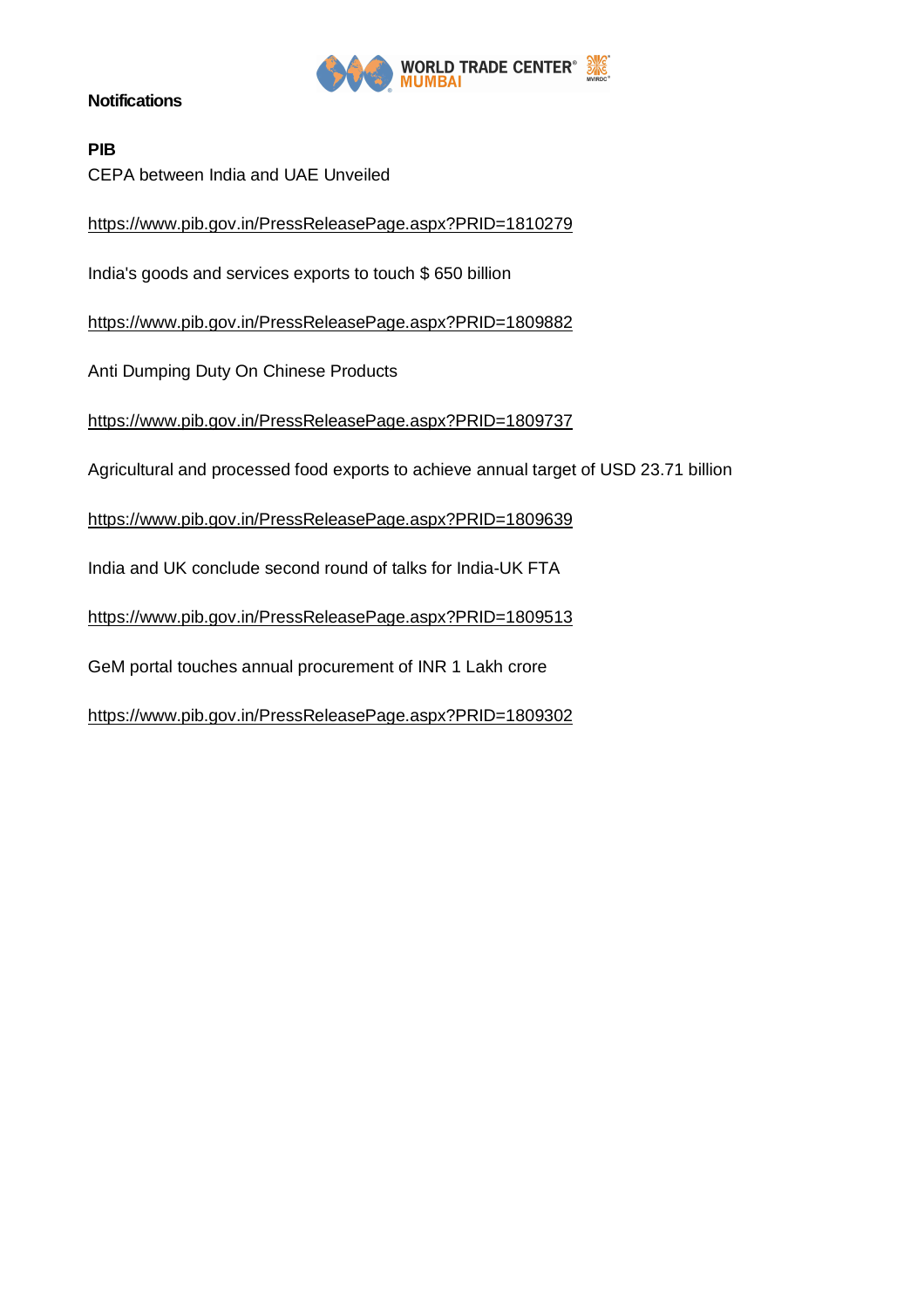**Notifications**

**PIB**

CEPA between India and UAE Unveiled

https://www.pib.gov.in/PressReleasePage.aspx?PRID=1810279

India's goods and services exports to touch $ 650 billion

https://www.pib.gov.in/PressReleasePage.aspx?PRID=1809882

Anti Dumping Duty On Chinese Products

https://www.pib.gov.in/PressReleasePage.aspx?PRID=1809737

Agricultural and processed food exports to achieve annual target of USD 23.71 billion

https://www.pib.gov.in/PressReleasePage.aspx?PRID=1809639

India and UK conclude second round of talks for India-UK FTA

https://www.pib.gov.in/PressReleasePage.aspx?PRID=1809513

GeM portal touches annual procurement of INR 1 Lakh crore

https://www.pib.gov.in/PressReleasePage.aspx?PRID=1809302